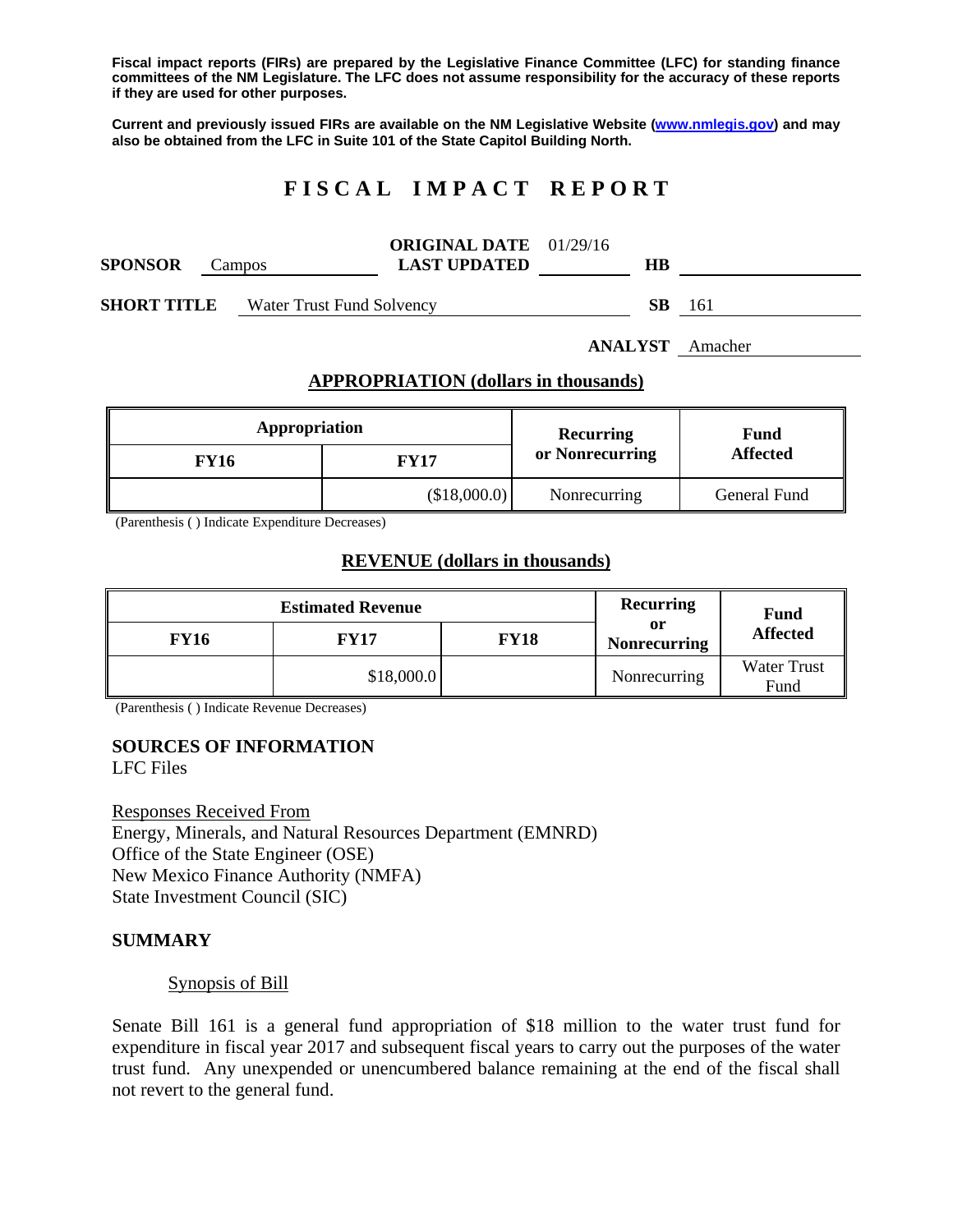**Fiscal impact reports (FIRs) are prepared by the Legislative Finance Committee (LFC) for standing finance committees of the NM Legislature. The LFC does not assume responsibility for the accuracy of these reports if they are used for other purposes.**

**Current and previously issued FIRs are available on the NM Legislative Website (www.nmlegis.gov) and may also be obtained from the LFC in Suite 101 of the State Capitol Building North.**

# FISCAL IMPACT REPORT

**SPONSOR** Campos **ORIGINAL DATE** 01/29/16 **LAST UPDATED** **HB**

**SHORT TITLE** Water Trust Fund Solvency **SB** 161

**ANALYST** Amacher

## APPROPRIATION (dollars in thousands)

| Appropriation | | Recurring or Nonrecurring | Fund Affected |
|---|---|---|---|
| FY16 | FY17 | | |
| | ($18,000.0) | Nonrecurring | General Fund |

(Parenthesis ( ) Indicate Expenditure Decreases)

## REVENUE (dollars in thousands)

| Estimated Revenue | | | Recurring or Nonrecurring | Fund Affected |
|---|---|---|---|---|
| FY16 | FY17 | FY18 | | |
| | $18,000.0 | | Nonrecurring | Water Trust Fund |

(Parenthesis ( ) Indicate Revenue Decreases)

### SOURCES OF INFORMATION

LFC Files

Responses Received From
Energy, Minerals, and Natural Resources Department (EMNRD)
Office of the State Engineer (OSE)
New Mexico Finance Authority (NMFA)
State Investment Council (SIC)

### SUMMARY

Synopsis of Bill

Senate Bill 161 is a general fund appropriation of $18 million to the water trust fund for expenditure in fiscal year 2017 and subsequent fiscal years to carry out the purposes of the water trust fund. Any unexpended or unencumbered balance remaining at the end of the fiscal shall not revert to the general fund.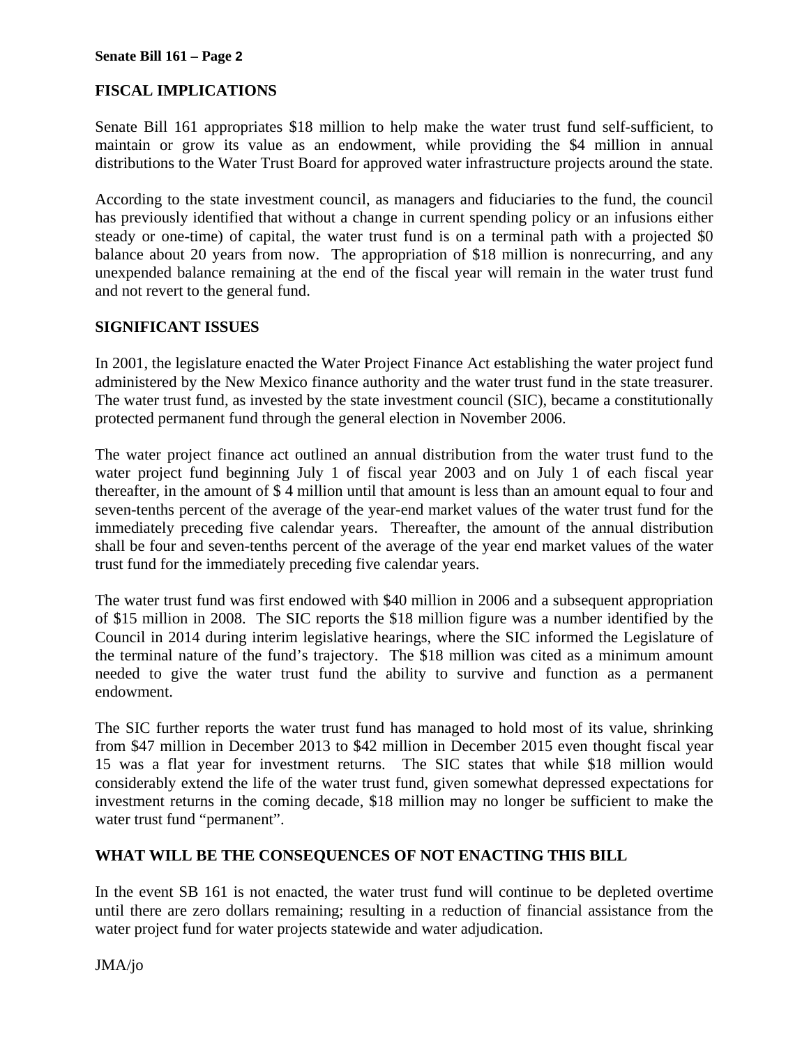## FISCAL IMPLICATIONS

Senate Bill 161 appropriates $18 million to help make the water trust fund self-sufficient, to maintain or grow its value as an endowment, while providing the $4 million in annual distributions to the Water Trust Board for approved water infrastructure projects around the state.

According to the state investment council, as managers and fiduciaries to the fund, the council has previously identified that without a change in current spending policy or an infusions either steady or one-time) of capital, the water trust fund is on a terminal path with a projected $0 balance about 20 years from now. The appropriation of $18 million is nonrecurring, and any unexpended balance remaining at the end of the fiscal year will remain in the water trust fund and not revert to the general fund.

## SIGNIFICANT ISSUES

In 2001, the legislature enacted the Water Project Finance Act establishing the water project fund administered by the New Mexico finance authority and the water trust fund in the state treasurer. The water trust fund, as invested by the state investment council (SIC), became a constitutionally protected permanent fund through the general election in November 2006.

The water project finance act outlined an annual distribution from the water trust fund to the water project fund beginning July 1 of fiscal year 2003 and on July 1 of each fiscal year thereafter, in the amount of $ 4 million until that amount is less than an amount equal to four and seven-tenths percent of the average of the year-end market values of the water trust fund for the immediately preceding five calendar years. Thereafter, the amount of the annual distribution shall be four and seven-tenths percent of the average of the year end market values of the water trust fund for the immediately preceding five calendar years.

The water trust fund was first endowed with $40 million in 2006 and a subsequent appropriation of $15 million in 2008. The SIC reports the $18 million figure was a number identified by the Council in 2014 during interim legislative hearings, where the SIC informed the Legislature of the terminal nature of the fund's trajectory. The $18 million was cited as a minimum amount needed to give the water trust fund the ability to survive and function as a permanent endowment.

The SIC further reports the water trust fund has managed to hold most of its value, shrinking from $47 million in December 2013 to $42 million in December 2015 even thought fiscal year 15 was a flat year for investment returns. The SIC states that while $18 million would considerably extend the life of the water trust fund, given somewhat depressed expectations for investment returns in the coming decade, $18 million may no longer be sufficient to make the water trust fund "permanent".

## WHAT WILL BE THE CONSEQUENCES OF NOT ENACTING THIS BILL

In the event SB 161 is not enacted, the water trust fund will continue to be depleted overtime until there are zero dollars remaining; resulting in a reduction of financial assistance from the water project fund for water projects statewide and water adjudication.

JMA/jo